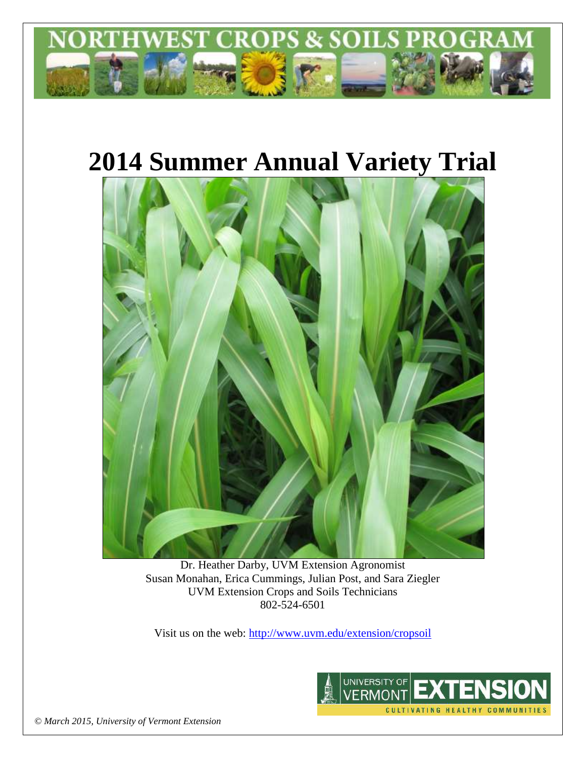NORTHWEST CROPS & SOILS PROGRAM

# 2014 Summer Annual Variety Trial

Dr. Heather Darby, UVM Extension Agronomist
Susan Monahan, Erica Cummings, Julian Post, and Sara Ziegler
UVM Extension Crops and Soils Technicians
802-524-6501

Visit us on the web: http://www.uvm.edu/extension/cropsoil

UNIVERSITY OF VERMONT EXTENSION
CULTIVATING HEALTHY COMMUNITIES

*© March 2015, University of Vermont Extension*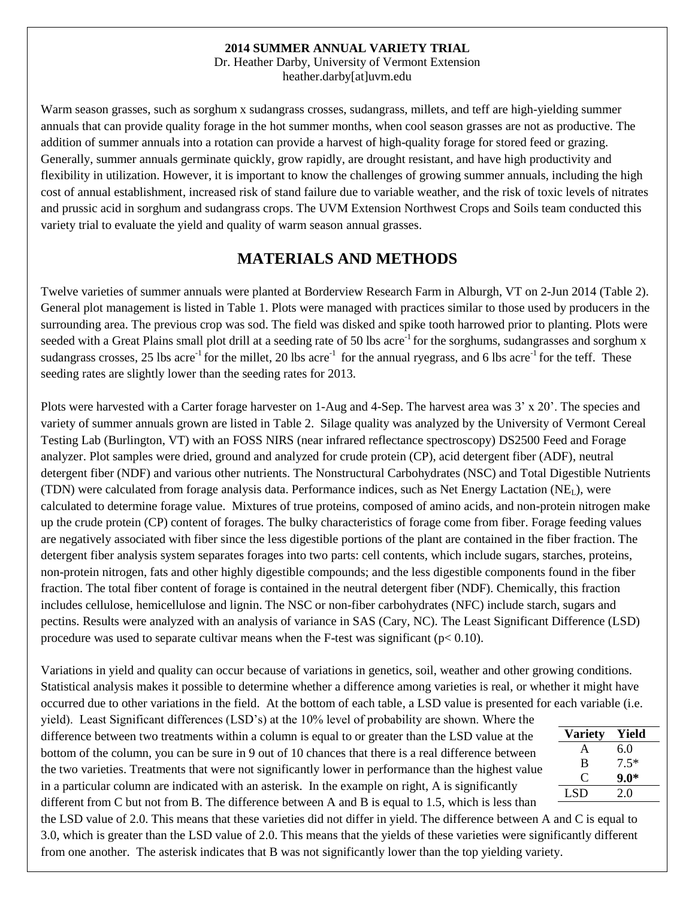**2014 SUMMER ANNUAL VARIETY TRIAL**
Dr. Heather Darby, University of Vermont Extension
heather.darby[at]uvm.edu

Warm season grasses, such as sorghum x sudangrass crosses, sudangrass, millets, and teff are high-yielding summer annuals that can provide quality forage in the hot summer months, when cool season grasses are not as productive. The addition of summer annuals into a rotation can provide a harvest of high-quality forage for stored feed or grazing. Generally, summer annuals germinate quickly, grow rapidly, are drought resistant, and have high productivity and flexibility in utilization. However, it is important to know the challenges of growing summer annuals, including the high cost of annual establishment, increased risk of stand failure due to variable weather, and the risk of toxic levels of nitrates and prussic acid in sorghum and sudangrass crops. The UVM Extension Northwest Crops and Soils team conducted this variety trial to evaluate the yield and quality of warm season annual grasses.

## MATERIALS AND METHODS

Twelve varieties of summer annuals were planted at Borderview Research Farm in Alburgh, VT on 2-Jun 2014 (Table 2). General plot management is listed in Table 1. Plots were managed with practices similar to those used by producers in the surrounding area. The previous crop was sod. The field was disked and spike tooth harrowed prior to planting. Plots were seeded with a Great Plains small plot drill at a seeding rate of 50 lbs acre$^{-1}$ for the sorghums, sudangrasses and sorghum x sudangrass crosses, 25 lbs acre$^{-1}$ for the millet, 20 lbs acre$^{-1}$ for the annual ryegrass, and 6 lbs acre$^{-1}$ for the teff. These seeding rates are slightly lower than the seeding rates for 2013.

Plots were harvested with a Carter forage harvester on 1-Aug and 4-Sep. The harvest area was 3' x 20'. The species and variety of summer annuals grown are listed in Table 2. Silage quality was analyzed by the University of Vermont Cereal Testing Lab (Burlington, VT) with an FOSS NIRS (near infrared reflectance spectroscopy) DS2500 Feed and Forage analyzer. Plot samples were dried, ground and analyzed for crude protein (CP), acid detergent fiber (ADF), neutral detergent fiber (NDF) and various other nutrients. The Nonstructural Carbohydrates (NSC) and Total Digestible Nutrients (TDN) were calculated from forage analysis data. Performance indices, such as Net Energy Lactation ($NE_L$), were calculated to determine forage value. Mixtures of true proteins, composed of amino acids, and non-protein nitrogen make up the crude protein (CP) content of forages. The bulky characteristics of forage come from fiber. Forage feeding values are negatively associated with fiber since the less digestible portions of the plant are contained in the fiber fraction. The detergent fiber analysis system separates forages into two parts: cell contents, which include sugars, starches, proteins, non-protein nitrogen, fats and other highly digestible compounds; and the less digestible components found in the fiber fraction. The total fiber content of forage is contained in the neutral detergent fiber (NDF). Chemically, this fraction includes cellulose, hemicellulose and lignin. The NSC or non-fiber carbohydrates (NFC) include starch, sugars and pectins. Results were analyzed with an analysis of variance in SAS (Cary, NC). The Least Significant Difference (LSD) procedure was used to separate cultivar means when the F-test was significant ($p < 0.10$).

Variations in yield and quality can occur because of variations in genetics, soil, weather and other growing conditions. Statistical analysis makes it possible to determine whether a difference among varieties is real, or whether it might have occurred due to other variations in the field. At the bottom of each table, a LSD value is presented for each variable (i.e. yield). Least Significant differences (LSD's) at the 10% level of probability are shown. Where the difference between two treatments within a column is equal to or greater than the LSD value at the bottom of the column, you can be sure in 9 out of 10 chances that there is a real difference between the two varieties. Treatments that were not significantly lower in performance than the highest value in a particular column are indicated with an asterisk. In the example on right, A is significantly different from C but not from B. The difference between A and B is equal to 1.5, which is less than the LSD value of 2.0. This means that these varieties did not differ in yield. The difference between A and C is equal to 3.0, which is greater than the LSD value of 2.0. This means that the yields of these varieties were significantly different from one another. The asterisk indicates that B was not significantly lower than the top yielding variety.

| Variety | Yield |
|---|---|
| A | 6.0 |
| B | 7.5* |
| C | **9.0*** |
| LSD | 2.0 |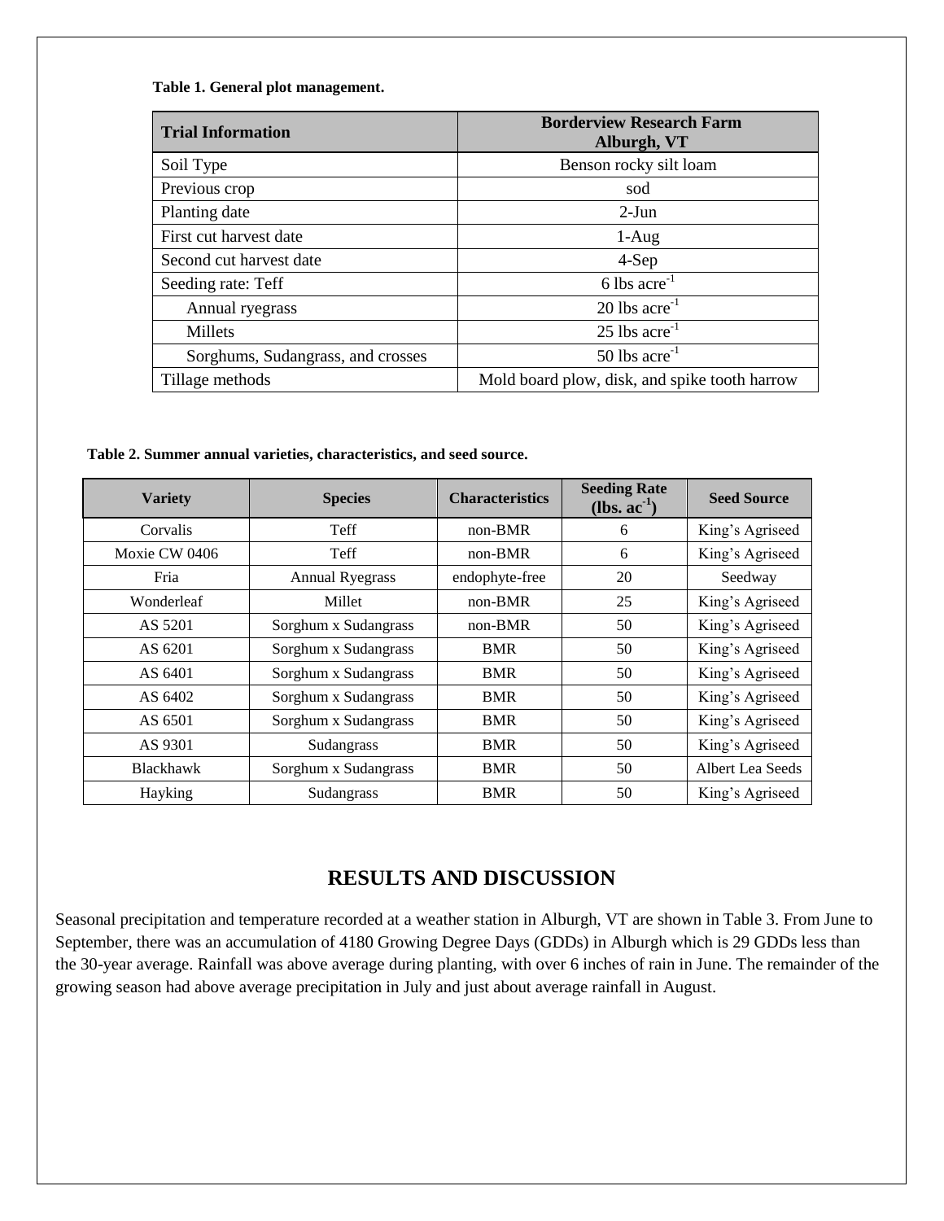**Table 1. General plot management.**

| Trial Information | Borderview Research Farm Alburgh, VT |
|---|---|
| Soil Type | Benson rocky silt loam |
| Previous crop | sod |
| Planting date | 2-Jun |
| First cut harvest date | 1-Aug |
| Second cut harvest date | 4-Sep |
| Seeding rate: Teff | 6 lbs $acre^{-1}$ |
| Annual ryegrass | 20 lbs $acre^{-1}$ |
| Millets | 25 lbs $acre^{-1}$ |
| Sorghums, Sudangrass, and crosses | 50 lbs $acre^{-1}$ |
| Tillage methods | Mold board plow, disk, and spike tooth harrow |

**Table 2. Summer annual varieties, characteristics, and seed source.**

| Variety | Species | Characteristics | Seeding Rate (lbs. $ac^{-1}$) | Seed Source |
|---|---|---|---|---|
| Corvalis | Teff | non-BMR | 6 | King's Agriseed |
| Moxie CW 0406 | Teff | non-BMR | 6 | King's Agriseed |
| Fria | Annual Ryegrass | endophyte-free | 20 | Seedway |
| Wonderleaf | Millet | non-BMR | 25 | King's Agriseed |
| AS 5201 | Sorghum x Sudangrass | non-BMR | 50 | King's Agriseed |
| AS 6201 | Sorghum x Sudangrass | BMR | 50 | King's Agriseed |
| AS 6401 | Sorghum x Sudangrass | BMR | 50 | King's Agriseed |
| AS 6402 | Sorghum x Sudangrass | BMR | 50 | King's Agriseed |
| AS 6501 | Sorghum x Sudangrass | BMR | 50 | King's Agriseed |
| AS 9301 | Sudangrass | BMR | 50 | King's Agriseed |
| Blackhawk | Sorghum x Sudangrass | BMR | 50 | Albert Lea Seeds |
| Hayking | Sudangrass | BMR | 50 | King's Agriseed |

## RESULTS AND DISCUSSION

Seasonal precipitation and temperature recorded at a weather station in Alburgh, VT are shown in Table 3. From June to September, there was an accumulation of 4180 Growing Degree Days (GDDs) in Alburgh which is 29 GDDs less than the 30-year average. Rainfall was above average during planting, with over 6 inches of rain in June. The remainder of the growing season had above average precipitation in July and just about average rainfall in August.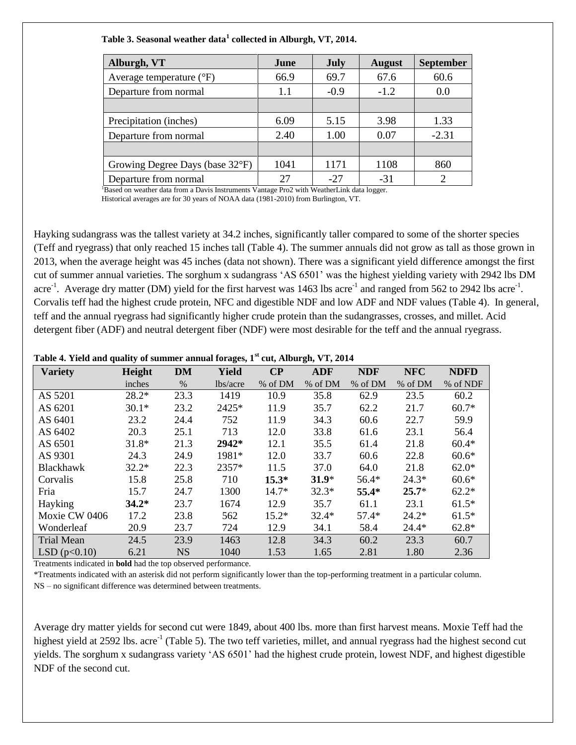**Table 3. Seasonal weather data[1] collected in Alburgh, VT, 2014.**

| Alburgh, VT | June | July | August | September |
|---|---|---|---|---|
| Average temperature (°F) | 66.9 | 69.7 | 67.6 | 60.6 |
| Departure from normal | 1.1 | -0.9 | -1.2 | 0.0 |
| | | | | |
| Precipitation (inches) | 6.09 | 5.15 | 3.98 | 1.33 |
| Departure from normal | 2.40 | 1.00 | 0.07 | -2.31 |
| | | | | |
| Growing Degree Days (base 32°F) | 1041 | 1171 | 1108 | 860 |
| Departure from normal | 27 | -27 | -31 | 2 |

[1]Based on weather data from a Davis Instruments Vantage Pro2 with WeatherLink data logger.
Historical averages are for 30 years of NOAA data (1981-2010) from Burlington, VT.

Hayking sudangrass was the tallest variety at 34.2 inches, significantly taller compared to some of the shorter species (Teff and ryegrass) that only reached 15 inches tall (Table 4). The summer annuals did not grow as tall as those grown in 2013, when the average height was 45 inches (data not shown). There was a significant yield difference amongst the first cut of summer annual varieties. The sorghum x sudangrass 'AS 6501' was the highest yielding variety with 2942 lbs DM acre$^{-1}$. Average dry matter (DM) yield for the first harvest was 1463 lbs acre$^{-1}$ and ranged from 562 to 2942 lbs acre$^{-1}$. Corvalis teff had the highest crude protein, NFC and digestible NDF and low ADF and NDF values (Table 4). In general, teff and the annual ryegrass had significantly higher crude protein than the sudangrasses, crosses, and millet. Acid detergent fiber (ADF) and neutral detergent fiber (NDF) were most desirable for the teff and the annual ryegrass.

**Table 4. Yield and quality of summer annual forages, 1st cut, Alburgh, VT, 2014**

| Variety | Height | DM | Yield | CP | ADF | NDF | NFC | NDFD |
|---|---|---|---|---|---|---|---|---|
| | inches | % | lbs/acre | % of DM | % of DM | % of DM | % of DM | % of NDF |
| AS 5201 | 28.2* | 23.3 | 1419 | 10.9 | 35.8 | 62.9 | 23.5 | 60.2 |
| AS 6201 | 30.1* | 23.2 | 2425* | 11.9 | 35.7 | 62.2 | 21.7 | 60.7* |
| AS 6401 | 23.2 | 24.4 | 752 | 11.9 | 34.3 | 60.6 | 22.7 | 59.9 |
| AS 6402 | 20.3 | 25.1 | 713 | 12.0 | 33.8 | 61.6 | 23.1 | 56.4 |
| AS 6501 | 31.8* | 21.3 | **2942*** | 12.1 | 35.5 | 61.4 | 21.8 | 60.4* |
| AS 9301 | 24.3 | 24.9 | 1981* | 12.0 | 33.7 | 60.6 | 22.8 | 60.6* |
| Blackhawk | 32.2* | 22.3 | 2357* | 11.5 | 37.0 | 64.0 | 21.8 | 62.0* |
| Corvalis | 15.8 | 25.8 | 710 | **15.3*** | **31.9*** | 56.4* | 24.3* | 60.6* |
| Fria | 15.7 | 24.7 | 1300 | 14.7* | 32.3* | **55.4*** | **25.7*** | 62.2* |
| Hayking | **34.2*** | 23.7 | 1674 | 12.9 | 35.7 | 61.1 | 23.1 | 61.5* |
| Moxie CW 0406 | 17.2 | 23.8 | 562 | 15.2* | 32.4* | 57.4* | 24.2* | 61.5* |
| Wonderleaf | 20.9 | 23.7 | 724 | 12.9 | 34.1 | 58.4 | 24.4* | 62.8* |
| Trial Mean | 24.5 | 23.9 | 1463 | 12.8 | 34.3 | 60.2 | 23.3 | 60.7 |
| LSD (p<0.10) | 6.21 | NS | 1040 | 1.53 | 1.65 | 2.81 | 1.80 | 2.36 |

Treatments indicated in **bold** had the top observed performance.

*Treatments indicated with an asterisk did not perform significantly lower than the top-performing treatment in a particular column.

NS – no significant difference was determined between treatments.

Average dry matter yields for second cut were 1849, about 400 lbs. more than first harvest means. Moxie Teff had the highest yield at 2592 lbs. acre$^{-1}$ (Table 5). The two teff varieties, millet, and annual ryegrass had the highest second cut yields. The sorghum x sudangrass variety 'AS 6501' had the highest crude protein, lowest NDF, and highest digestible NDF of the second cut.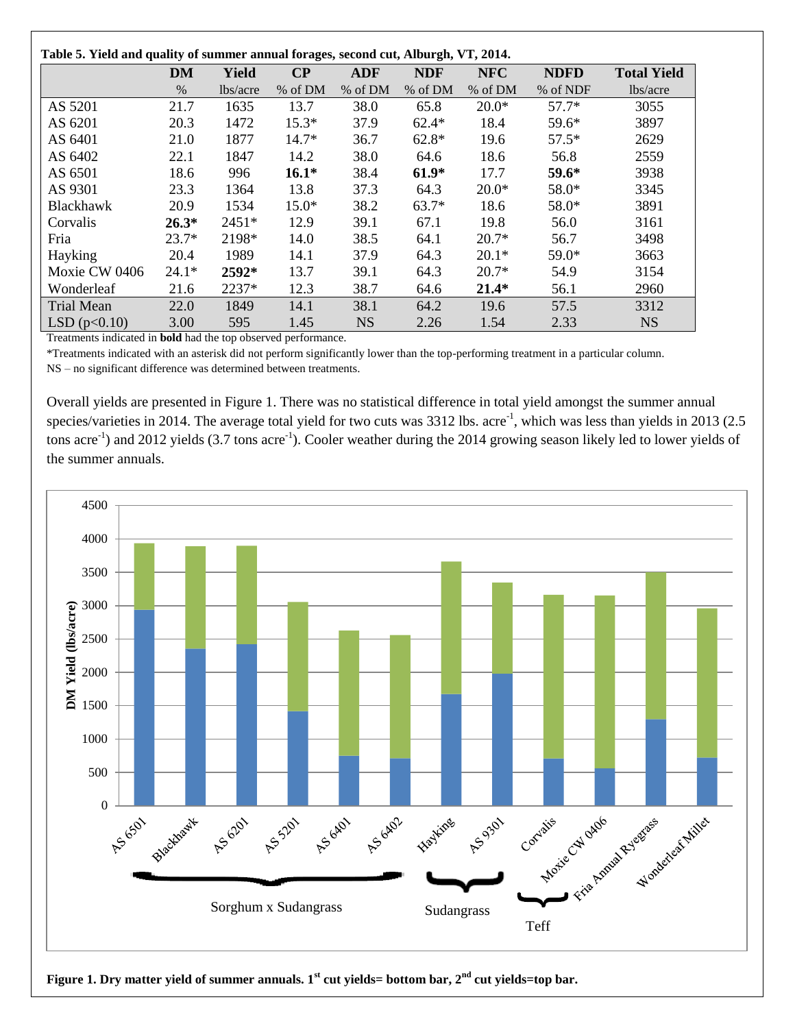**Table 5. Yield and quality of summer annual forages, second cut, Alburgh, VT, 2014.**

| | DM | Yield | CP | ADF | NDF | NFC | NDFD | Total Yield |
|---|---|---|---|---|---|---|---|---|
| | % | lbs/acre | % of DM | % of DM | % of DM | % of DM | % of NDF | lbs/acre |
| AS 5201 | 21.7 | 1635 | 13.7 | 38.0 | 65.8 | 20.0* | 57.7* | 3055 |
| AS 6201 | 20.3 | 1472 | 15.3* | 37.9 | 62.4* | 18.4 | 59.6* | 3897 |
| AS 6401 | 21.0 | 1877 | 14.7* | 36.7 | 62.8* | 19.6 | 57.5* | 2629 |
| AS 6402 | 22.1 | 1847 | 14.2 | 38.0 | 64.6 | 18.6 | 56.8 | 2559 |
| AS 6501 | 18.6 | 996 | **16.1*** | 38.4 | **61.9*** | 17.7 | **59.6*** | 3938 |
| AS 9301 | 23.3 | 1364 | 13.8 | 37.3 | 64.3 | 20.0* | 58.0* | 3345 |
| Blackhawk | 20.9 | 1534 | 15.0* | 38.2 | 63.7* | 18.6 | 58.0* | 3891 |
| Corvalis | **26.3*** | 2451* | 12.9 | 39.1 | 67.1 | 19.8 | 56.0 | 3161 |
| Fria | 23.7* | 2198* | 14.0 | 38.5 | 64.1 | 20.7* | 56.7 | 3498 |
| Hayking | 20.4 | 1989 | 14.1 | 37.9 | 64.3 | 20.1* | 59.0* | 3663 |
| Moxie CW 0406 | 24.1* | **2592*** | 13.7 | 39.1 | 64.3 | 20.7* | 54.9 | 3154 |
| Wonderleaf | 21.6 | 2237* | 12.3 | 38.7 | 64.6 | **21.4*** | 56.1 | 2960 |
| Trial Mean | 22.0 | 1849 | 14.1 | 38.1 | 64.2 | 19.6 | 57.5 | 3312 |
| LSD (p<0.10) | 3.00 | 595 | 1.45 | NS | 2.26 | 1.54 | 2.33 | NS |

Treatments indicated in **bold** had the top observed performance.

*Treatments indicated with an asterisk did not perform significantly lower than the top-performing treatment in a particular column.

NS – no significant difference was determined between treatments.

Overall yields are presented in Figure 1. There was no statistical difference in total yield amongst the summer annual species/varieties in 2014. The average total yield for two cuts was 3312 lbs. acre$^{-1}$, which was less than yields in 2013 (2.5 tons acre$^{-1}$) and 2012 yields (3.7 tons acre$^{-1}$). Cooler weather during the 2014 growing season likely led to lower yields of the summer annuals.

**Figure 1. Dry matter yield of summer annuals. 1st cut yields= bottom bar, 2nd cut yields=top bar.**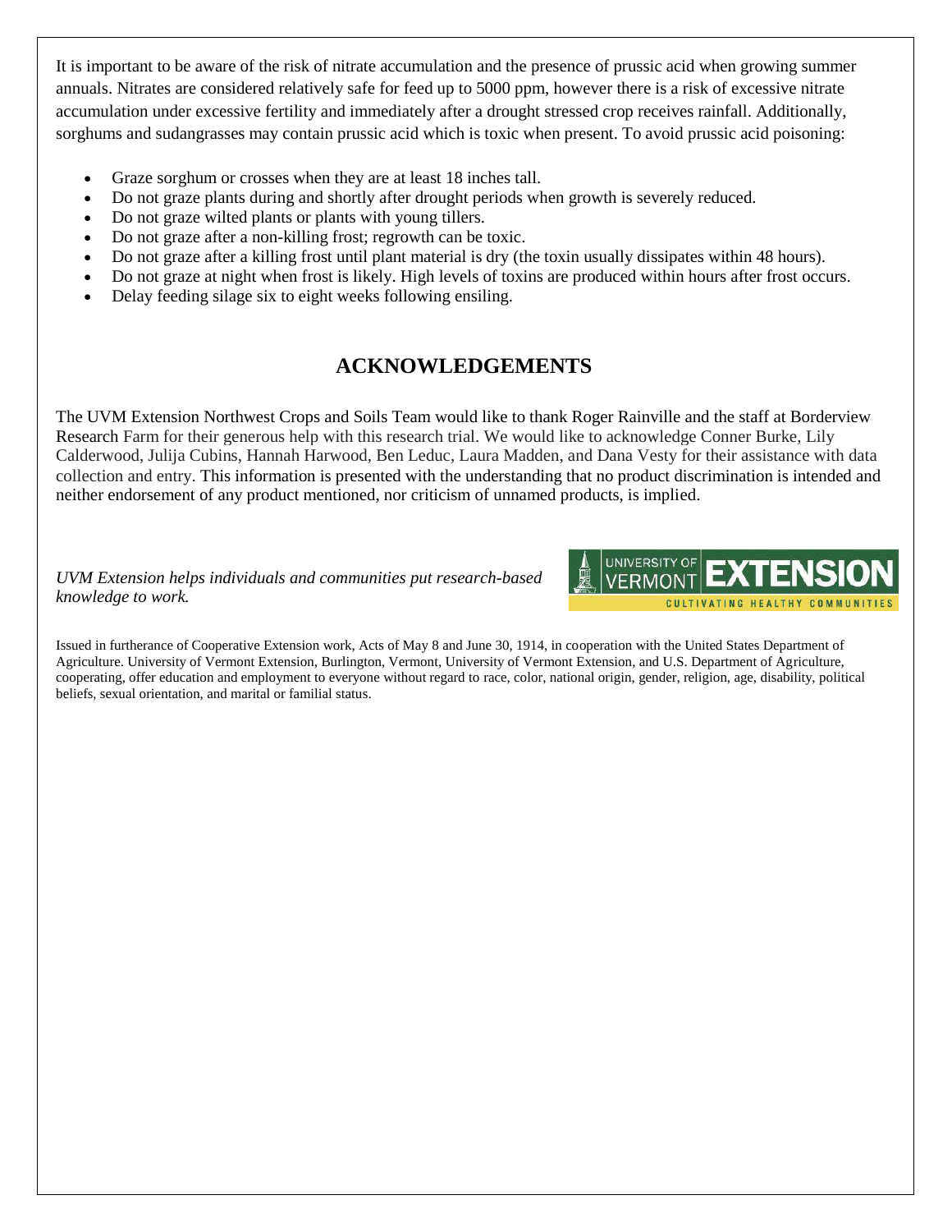It is important to be aware of the risk of nitrate accumulation and the presence of prussic acid when growing summer annuals. Nitrates are considered relatively safe for feed up to 5000 ppm, however there is a risk of excessive nitrate accumulation under excessive fertility and immediately after a drought stressed crop receives rainfall. Additionally, sorghums and sudangrasses may contain prussic acid which is toxic when present. To avoid prussic acid poisoning:

- Graze sorghum or crosses when they are at least 18 inches tall.
- Do not graze plants during and shortly after drought periods when growth is severely reduced.
- Do not graze wilted plants or plants with young tillers.
- Do not graze after a non-killing frost; regrowth can be toxic.
- Do not graze after a killing frost until plant material is dry (the toxin usually dissipates within 48 hours).
- Do not graze at night when frost is likely. High levels of toxins are produced within hours after frost occurs.
- Delay feeding silage six to eight weeks following ensiling.

## ACKNOWLEDGEMENTS

The UVM Extension Northwest Crops and Soils Team would like to thank Roger Rainville and the staff at Borderview Research Farm for their generous help with this research trial. We would like to acknowledge Conner Burke, Lily Calderwood, Julija Cubins, Hannah Harwood, Ben Leduc, Laura Madden, and Dana Vesty for their assistance with data collection and entry. This information is presented with the understanding that no product discrimination is intended and neither endorsement of any product mentioned, nor criticism of unnamed products, is implied.

*UVM Extension helps individuals and communities put research-based knowledge to work.*

UNIVERSITY OF VERMONT EXTENSION
CULTIVATING HEALTHY COMMUNITIES

Issued in furtherance of Cooperative Extension work, Acts of May 8 and June 30, 1914, in cooperation with the United States Department of Agriculture. University of Vermont Extension, Burlington, Vermont, University of Vermont Extension, and U.S. Department of Agriculture, cooperating, offer education and employment to everyone without regard to race, color, national origin, gender, religion, age, disability, political beliefs, sexual orientation, and marital or familial status.